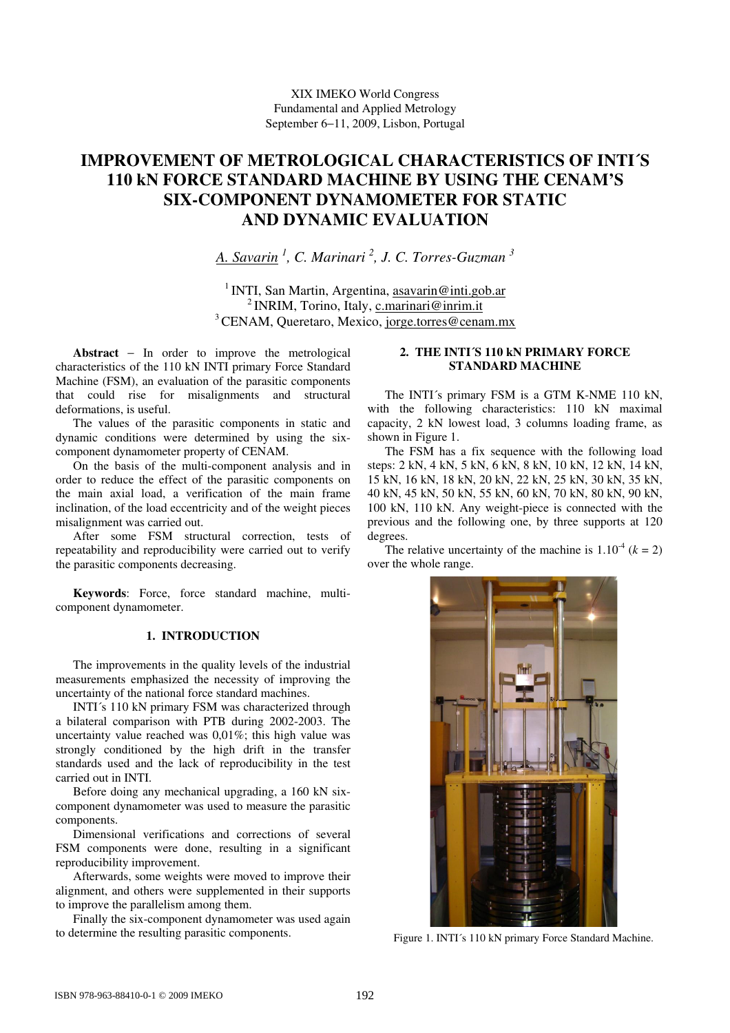XIX IMEKO World Congress
Fundamental and Applied Metrology
September 6−11, 2009, Lisbon, Portugal

# IMPROVEMENT OF METROLOGICAL CHARACTERISTICS OF INTI´S 110 kN FORCE STANDARD MACHINE BY USING THE CENAM'S SIX-COMPONENT DYNAMOMETER FOR STATIC AND DYNAMIC EVALUATION

A. Savarin [1], C. Marinari [2], J. C. Torres-Guzman [3]

[1] INTI, San Martin, Argentina, asavarin@inti.gob.ar
[2] INRIM, Torino, Italy, c.marinari@inrim.it
[3] CENAM, Queretaro, Mexico, jorge.torres@cenam.mx

**Abstract** − In order to improve the metrological characteristics of the 110 kN INTI primary Force Standard Machine (FSM), an evaluation of the parasitic components that could rise for misalignments and structural deformations, is useful.

The values of the parasitic components in static and dynamic conditions were determined by using the six-component dynamometer property of CENAM.

On the basis of the multi-component analysis and in order to reduce the effect of the parasitic components on the main axial load, a verification of the main frame inclination, of the load eccentricity and of the weight pieces misalignment was carried out.

After some FSM structural correction, tests of repeatability and reproducibility were carried out to verify the parasitic components decreasing.

**Keywords**: Force, force standard machine, multi-component dynamometer.

## 1. INTRODUCTION

The improvements in the quality levels of the industrial measurements emphasized the necessity of improving the uncertainty of the national force standard machines.

INTI´s 110 kN primary FSM was characterized through a bilateral comparison with PTB during 2002-2003. The uncertainty value reached was 0,01%; this high value was strongly conditioned by the high drift in the transfer standards used and the lack of reproducibility in the test carried out in INTI.

Before doing any mechanical upgrading, a 160 kN six-component dynamometer was used to measure the parasitic components.

Dimensional verifications and corrections of several FSM components were done, resulting in a significant reproducibility improvement.

Afterwards, some weights were moved to improve their alignment, and others were supplemented in their supports to improve the parallelism among them.

Finally the six-component dynamometer was used again to determine the resulting parasitic components.

## 2. THE INTI´S 110 kN PRIMARY FORCE STANDARD MACHINE

The INTI´s primary FSM is a GTM K-NME 110 kN, with the following characteristics: 110 kN maximal capacity, 2 kN lowest load, 3 columns loading frame, as shown in Figure 1.

The FSM has a fix sequence with the following load steps: 2 kN, 4 kN, 5 kN, 6 kN, 8 kN, 10 kN, 12 kN, 14 kN, 15 kN, 16 kN, 18 kN, 20 kN, 22 kN, 25 kN, 30 kN, 35 kN, 40 kN, 45 kN, 50 kN, 55 kN, 60 kN, 70 kN, 80 kN, 90 kN, 100 kN, 110 kN. Any weight-piece is connected with the previous and the following one, by three supports at 120 degrees.

The relative uncertainty of the machine is $1.10^{-4}$ ($k = 2$) over the whole range.

Figure 1. INTI´s 110 kN primary Force Standard Machine.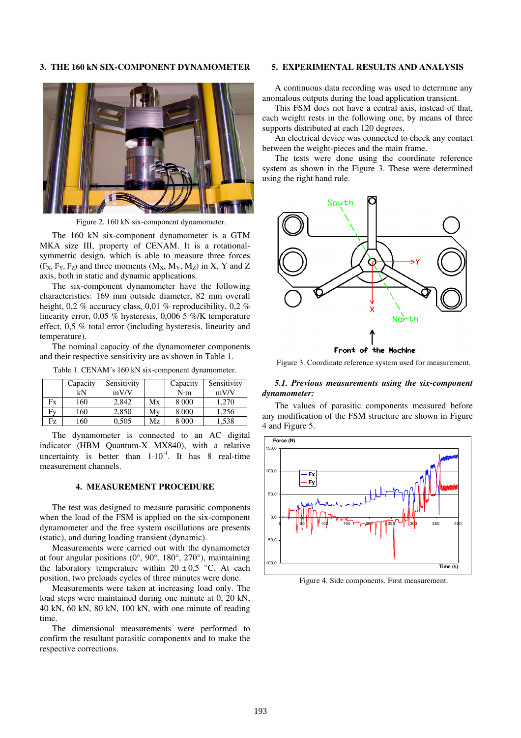## 3. THE 160 kN SIX-COMPONENT DYNAMOMETER

Figure 2. 160 kN six-component dynamometer.

The 160 kN six-component dynamometer is a GTM MKA size III, property of CENAM. It is a rotational-symmetric design, which is able to measure three forces ($F_X$, $F_Y$, $F_Z$) and three moments ($M_X$, $M_Y$, $M_Z$) in X, Y and Z axis, both in static and dynamic applications.

The six-component dynamometer have the following characteristics: 169 mm outside diameter, 82 mm overall height, 0,2 % accuracy class, 0,01 % reproducibility, 0,2 % linearity error, 0,05 % hysteresis, 0,006 5 %/K temperature effect, 0,5 % total error (including hysteresis, linearity and temperature).

The nominal capacity of the dynamometer components and their respective sensitivity are as shown in Table 1.

Table 1. CENAM´s 160 kN six-component dynamometer.

| | Capacity kN | Sensitivity mV/V | | Capacity N·m | Sensitivity mV/V |
|---|---|---|---|---|---|
| Fx | 160 | 2,842 | Mx | 8 000 | 1,270 |
| Fy | 160 | 2,850 | My | 8 000 | 1,256 |
| Fz | 160 | 0,505 | Mz | 8 000 | 1,538 |

The dynamometer is connected to an AC digital indicator (HBM Quantum-X MX840), with a relative uncertainty is better than $1{\cdot}10^{-4}$. It has 8 real-time measurement channels.

## 4. MEASUREMENT PROCEDURE

The test was designed to measure parasitic components when the load of the FSM is applied on the six-component dynamometer and the free system oscillations are presents (static), and during loading transient (dynamic).

Measurements were carried out with the dynamometer at four angular positions (0°, 90°, 180°, 270°), maintaining the laboratory temperature within 20 ± 0,5 °C. At each position, two preloads cycles of three minutes were done.

Measurements were taken at increasing load only. The load steps were maintained during one minute at 0, 20 kN, 40 kN, 60 kN, 80 kN, 100 kN, with one minute of reading time.

The dimensional measurements were performed to confirm the resultant parasitic components and to make the respective corrections.

## 5. EXPERIMENTAL RESULTS AND ANALYSIS

A continuous data recording was used to determine any anomalous outputs during the load application transient.

This FSM does not have a central axis, instead of that, each weight rests in the following one, by means of three supports distributed at each 120 degrees.

An electrical device was connected to check any contact between the weight-pieces and the main frame.

The tests were done using the coordinate reference system as shown in the Figure 3. These were determined using the right hand rule.

Figure 3. Coordinate reference system used for measurement.

### *5.1. Previous measurements using the six-component dynamometer:*

The values of parasitic components measured before any modification of the FSM structure are shown in Figure 4 and Figure 5.

Figure 4. Side components. First measurement.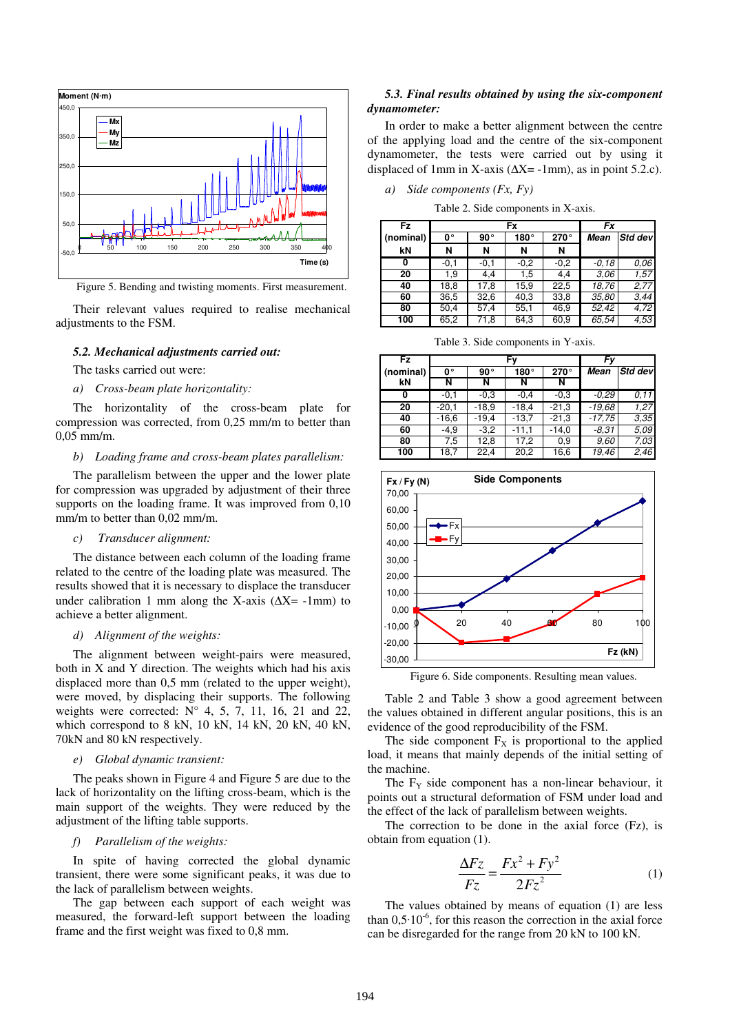Figure 5. Bending and twisting moments. First measurement.

Their relevant values required to realise mechanical adjustments to the FSM.

### *5.2. Mechanical adjustments carried out:*

The tasks carried out were:

*a) Cross-beam plate horizontality:*

The horizontality of the cross-beam plate for compression was corrected, from 0,25 mm/m to better than 0,05 mm/m.

*b) Loading frame and cross-beam plates parallelism:*

The parallelism between the upper and the lower plate for compression was upgraded by adjustment of their three supports on the loading frame. It was improved from 0,10 mm/m to better than 0,02 mm/m.

*c) Transducer alignment:*

The distance between each column of the loading frame related to the centre of the loading plate was measured. The results showed that it is necessary to displace the transducer under calibration 1 mm along the X-axis (ΔX= -1mm) to achieve a better alignment.

*d) Alignment of the weights:*

The alignment between weight-pairs were measured, both in X and Y direction. The weights which had his axis displaced more than 0,5 mm (related to the upper weight), were moved, by displacing their supports. The following weights were corrected: N° 4, 5, 7, 11, 16, 21 and 22, which correspond to 8 kN, 10 kN, 14 kN, 20 kN, 40 kN, 70kN and 80 kN respectively.

*e) Global dynamic transient:*

The peaks shown in Figure 4 and Figure 5 are due to the lack of horizontality on the lifting cross-beam, which is the main support of the weights. They were reduced by the adjustment of the lifting table supports.

*f) Parallelism of the weights:*

In spite of having corrected the global dynamic transient, there were some significant peaks, it was due to the lack of parallelism between weights.

The gap between each support of each weight was measured, the forward-left support between the loading frame and the first weight was fixed to 0,8 mm.

### *5.3. Final results obtained by using the six-component dynamometer:*

In order to make a better alignment between the centre of the applying load and the centre of the six-component dynamometer, the tests were carried out by using it displaced of 1mm in X-axis (ΔX= -1mm), as in point 5.2.c).

*a) Side components (Fx, Fy)*

Table 2. Side components in X-axis.

| Fz (nominal) | Fx | | | | Fx | |
|---|---|---|---|---|---|---|
| kN | 0° N | 90° N | 180° N | 270° N | *Mean* | *Std dev* |
| **0** | -0,1 | -0,1 | -0,2 | -0,2 | *-0,18* | *0,06* |
| **20** | 1,9 | 4,4 | 1,5 | 4,4 | *3,06* | *1,57* |
| **40** | 18,8 | 17,8 | 15,9 | 22,5 | *18,76* | *2,77* |
| **60** | 36,5 | 32,6 | 40,3 | 33,8 | *35,80* | *3,44* |
| **80** | 50,4 | 57,4 | 55,1 | 46,9 | *52,42* | *4,72* |
| **100** | 65,2 | 71,8 | 64,3 | 60,9 | *65,54* | *4,53* |

Table 3. Side components in Y-axis.

| Fz (nominal) | Fy | | | | Fy | |
|---|---|---|---|---|---|---|
| kN | 0° N | 90° N | 180° N | 270° N | *Mean* | *Std dev* |
| **0** | -0,1 | -0,3 | -0,4 | -0,3 | *-0,29* | *0,11* |
| **20** | -20,1 | -18,9 | -18,4 | -21,3 | *-19,68* | *1,27* |
| **40** | -16,6 | -19,4 | -13,7 | -21,3 | *-17,75* | *3,35* |
| **60** | -4,9 | -3,2 | -11,1 | -14,0 | *-8,31* | *5,09* |
| **80** | 7,5 | 12,8 | 17,2 | 0,9 | *9,60* | *7,03* |
| **100** | 18,7 | 22,4 | 20,2 | 16,6 | *19,46* | *2,46* |

Figure 6. Side components. Resulting mean values.

Table 2 and Table 3 show a good agreement between the values obtained in different angular positions, this is an evidence of the good reproducibility of the FSM.

The side component $F_X$ is proportional to the applied load, it means that mainly depends of the initial setting of the machine.

The $F_Y$ side component has a non-linear behaviour, it points out a structural deformation of FSM under load and the effect of the lack of parallelism between weights.

The correction to be done in the axial force (Fz), is obtain from equation (1).

$$\frac{\Delta Fz}{Fz} = \frac{Fx^2 + Fy^2}{2Fz^2} \qquad (1)$$

The values obtained by means of equation (1) are less than $0,5 \cdot 10^{-6}$, for this reason the correction in the axial force can be disregarded for the range from 20 kN to 100 kN.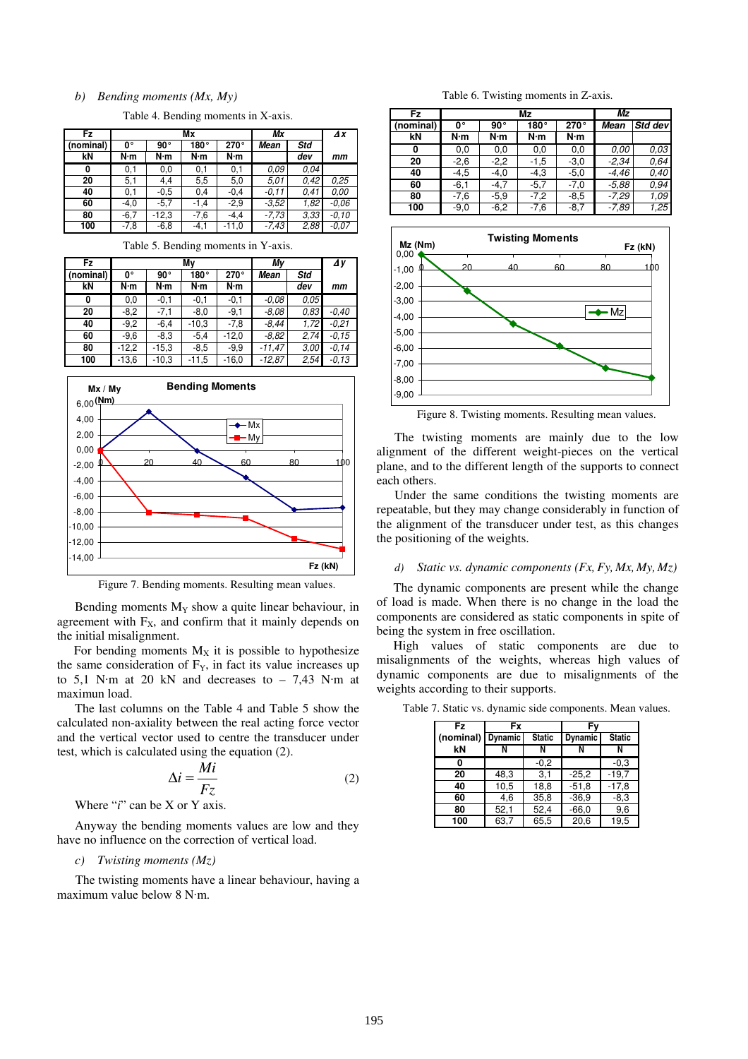*b) Bending moments (Mx, My)*

Table 4. Bending moments in X-axis.

| Fz | Mx | | | | Mx | | Δx |
|---|---|---|---|---|---|---|---|
| (nominal) | 0° | 90° | 180° | 270° | Mean | Std | |
| kN | N·m | N·m | N·m | N·m | | dev | mm |
| 0 | 0,1 | 0,0 | 0,1 | 0,1 | 0,09 | 0,04 | |
| 20 | 5,1 | 4,4 | 5,5 | 5,0 | 5,01 | 0,42 | 0,25 |
| 40 | 0,1 | -0,5 | 0,4 | -0,4 | -0,11 | 0,41 | 0,00 |
| 60 | -4,0 | -5,7 | -1,4 | -2,9 | -3,52 | 1,82 | -0,06 |
| 80 | -6,7 | -12,3 | -7,6 | -4,4 | -7,73 | 3,33 | -0,10 |
| 100 | -7,8 | -6,8 | -4,1 | -11,0 | -7,43 | 2,88 | -0,07 |

Table 5. Bending moments in Y-axis.

| Fz | My | | | | My | | Δy |
|---|---|---|---|---|---|---|---|
| (nominal) | 0° | 90° | 180° | 270° | Mean | Std | |
| kN | N·m | N·m | N·m | N·m | | dev | mm |
| 0 | 0,0 | -0,1 | -0,1 | -0,1 | -0,08 | 0,05 | |
| 20 | -8,2 | -7,1 | -8,0 | -9,1 | -8,08 | 0,83 | -0,40 |
| 40 | -9,2 | -6,4 | -10,3 | -7,8 | -8,44 | 1,72 | -0,21 |
| 60 | -9,6 | -8,3 | -5,4 | -12,0 | -8,82 | 2,74 | -0,15 |
| 80 | -12,2 | -15,3 | -8,5 | -9,9 | -11,47 | 3,00 | -0,14 |
| 100 | -13,6 | -10,3 | -11,5 | -16,0 | -12,87 | 2,54 | -0,13 |

Figure 7. Bending moments. Resulting mean values.

Bending moments $M_Y$ show a quite linear behaviour, in agreement with $F_X$, and confirm that it mainly depends on the initial misalignment.

For bending moments $M_X$ it is possible to hypothesize the same consideration of $F_Y$, in fact its value increases up to 5,1 N·m at 20 kN and decreases to – 7,43 N·m at maximun load.

The last columns on the Table 4 and Table 5 show the calculated non-axiality between the real acting force vector and the vertical vector used to centre the transducer under test, which is calculated using the equation (2).

$$\Delta i = \frac{Mi}{Fz} \tag{2}$$

Where "*i*" can be X or Y axis.

Anyway the bending moments values are low and they have no influence on the correction of vertical load.

*c) Twisting moments (Mz)*

The twisting moments have a linear behaviour, having a maximum value below 8 N·m.

Table 6. Twisting moments in Z-axis.

| Fz | Mz | | | | Mz | |
|---|---|---|---|---|---|---|
| (nominal) | 0° | 90° | 180° | 270° | Mean | Std dev |
| kN | N·m | N·m | N·m | N·m | | |
| 0 | 0,0 | 0,0 | 0,0 | 0,0 | 0,00 | 0,03 |
| 20 | -2,6 | -2,2 | -1,5 | -3,0 | -2,34 | 0,64 |
| 40 | -4,5 | -4,0 | -4,3 | -5,0 | -4,46 | 0,40 |
| 60 | -6,1 | -4,7 | -5,7 | -7,0 | -5,88 | 0,94 |
| 80 | -7,6 | -5,9 | -7,2 | -8,5 | -7,29 | 1,09 |
| 100 | -9,0 | -6,2 | -7,6 | -8,7 | -7,89 | 1,25 |

Figure 8. Twisting moments. Resulting mean values.

The twisting moments are mainly due to the low alignment of the different weight-pieces on the vertical plane, and to the different length of the supports to connect each others.

Under the same conditions the twisting moments are repeatable, but they may change considerably in function of the alignment of the transducer under test, as this changes the positioning of the weights.

*d) Static vs. dynamic components (Fx, Fy, Mx, My, Mz)*

The dynamic components are present while the change of load is made. When there is no change in the load the components are considered as static components in spite of being the system in free oscillation.

High values of static components are due to misalignments of the weights, whereas high values of dynamic components are due to misalignments of the weights according to their supports.

Table 7. Static vs. dynamic side components. Mean values.

| Fz | Fx | | Fy | |
|---|---|---|---|---|
| (nominal) | Dynamic | Static | Dynamic | Static |
| kN | N | N | N | N |
| 0 | | -0,2 | | -0,3 |
| 20 | 48,3 | 3,1 | -25,2 | -19,7 |
| 40 | 10,5 | 18,8 | -51,8 | -17,8 |
| 60 | 4,6 | 35,8 | -36,9 | -8,3 |
| 80 | 52,1 | 52,4 | -66,0 | 9,6 |
| 100 | 63,7 | 65,5 | 20,6 | 19,5 |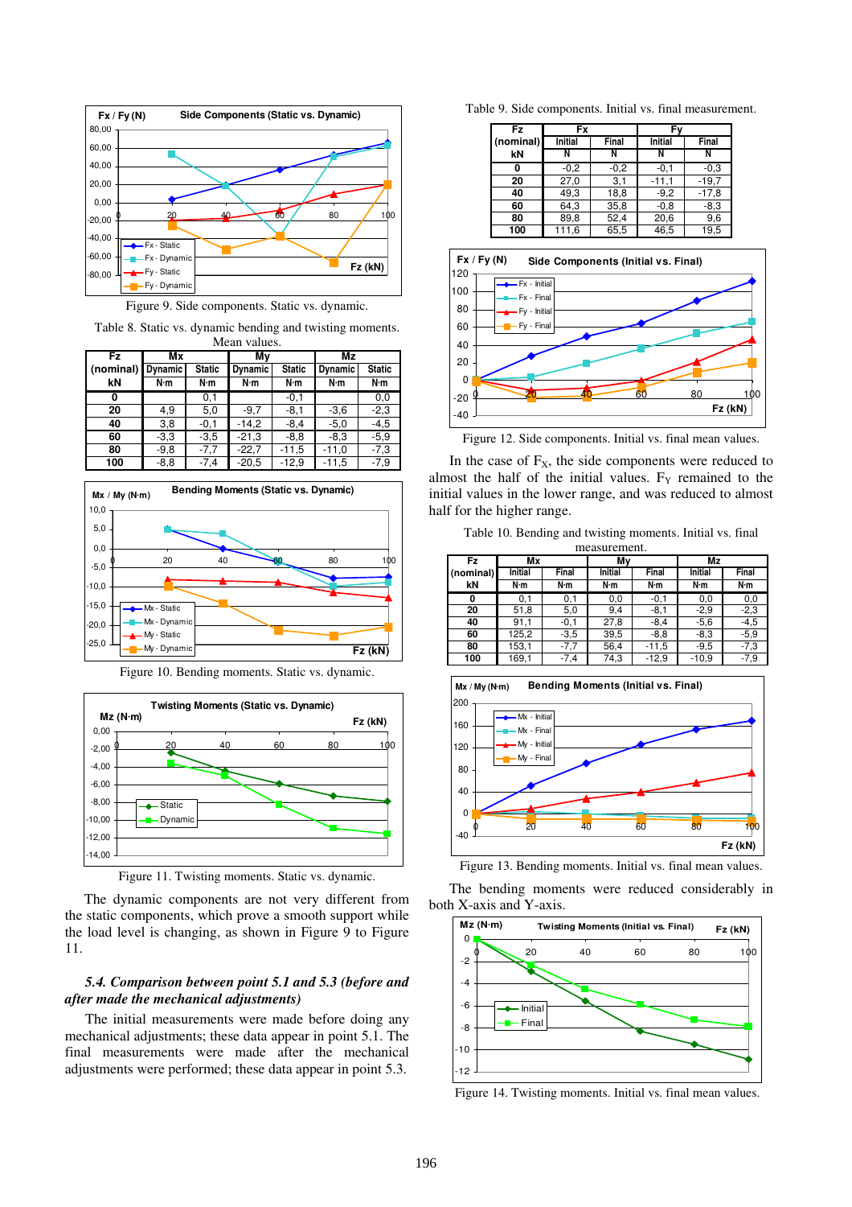Figure 9. Side components. Static vs. dynamic.

Table 8. Static vs. dynamic bending and twisting moments. Mean values.

| Fz (nominal) kN | Mx Dynamic N·m | Mx Static N·m | My Dynamic N·m | My Static N·m | Mz Dynamic N·m | Mz Static N·m |
|---|---|---|---|---|---|---|
| 0 | | 0,1 | | -0,1 | | 0,0 |
| 20 | 4,9 | 5,0 | -9,7 | -8,1 | -3,6 | -2,3 |
| 40 | 3,8 | -0,1 | -14,2 | -8,4 | -5,0 | -4,5 |
| 60 | -3,3 | -3,5 | -21,3 | -8,8 | -8,3 | -5,9 |
| 80 | -9,8 | -7,7 | -22,7 | -11,5 | -11,0 | -7,3 |
| 100 | -8,8 | -7,4 | -20,5 | -12,9 | -11,5 | -7,9 |

Figure 10. Bending moments. Static vs. dynamic.

Figure 11. Twisting moments. Static vs. dynamic.

The dynamic components are not very different from the static components, which prove a smooth support while the load level is changing, as shown in Figure 9 to Figure 11.

### *5.4. Comparison between point 5.1 and 5.3 (before and after made the mechanical adjustments)*

The initial measurements were made before doing any mechanical adjustments; these data appear in point 5.1. The final measurements were made after the mechanical adjustments were performed; these data appear in point 5.3.

Table 9. Side components. Initial vs. final measurement.

| Fz (nominal) kN | Fx Initial N | Fx Final N | Fy Initial N | Fy Final N |
|---|---|---|---|---|
| 0 | -0,2 | -0,2 | -0,1 | -0,3 |
| 20 | 27,0 | 3,1 | -11,1 | -19,7 |
| 40 | 49,3 | 18,8 | -9,2 | -17,8 |
| 60 | 64,3 | 35,8 | -0,8 | -8,3 |
| 80 | 89,8 | 52,4 | 20,6 | 9,6 |
| 100 | 111,6 | 65,5 | 46,5 | 19,5 |

Figure 12. Side components. Initial vs. final mean values.

In the case of $F_X$, the side components were reduced to almost the half of the initial values. $F_Y$ remained to the initial values in the lower range, and was reduced to almost half for the higher range.

Table 10. Bending and twisting moments. Initial vs. final measurement.

| Fz (nominal) kN | Mx Initial N·m | Mx Final N·m | My Initial N·m | My Final N·m | Mz Initial N·m | Mz Final N·m |
|---|---|---|---|---|---|---|
| 0 | 0,1 | 0,1 | 0,0 | -0,1 | 0,0 | 0,0 |
| 20 | 51,8 | 5,0 | 9,4 | -8,1 | -2,9 | -2,3 |
| 40 | 91,1 | -0,1 | 27,8 | -8,4 | -5,6 | -4,5 |
| 60 | 125,2 | -3,5 | 39,5 | -8,8 | -8,3 | -5,9 |
| 80 | 153,1 | -7,7 | 56,4 | -11,5 | -9,5 | -7,3 |
| 100 | 169,1 | -7,4 | 74,3 | -12,9 | -10,9 | -7,9 |

Figure 13. Bending moments. Initial vs. final mean values.

The bending moments were reduced considerably in both X-axis and Y-axis.

Figure 14. Twisting moments. Initial vs. final mean values.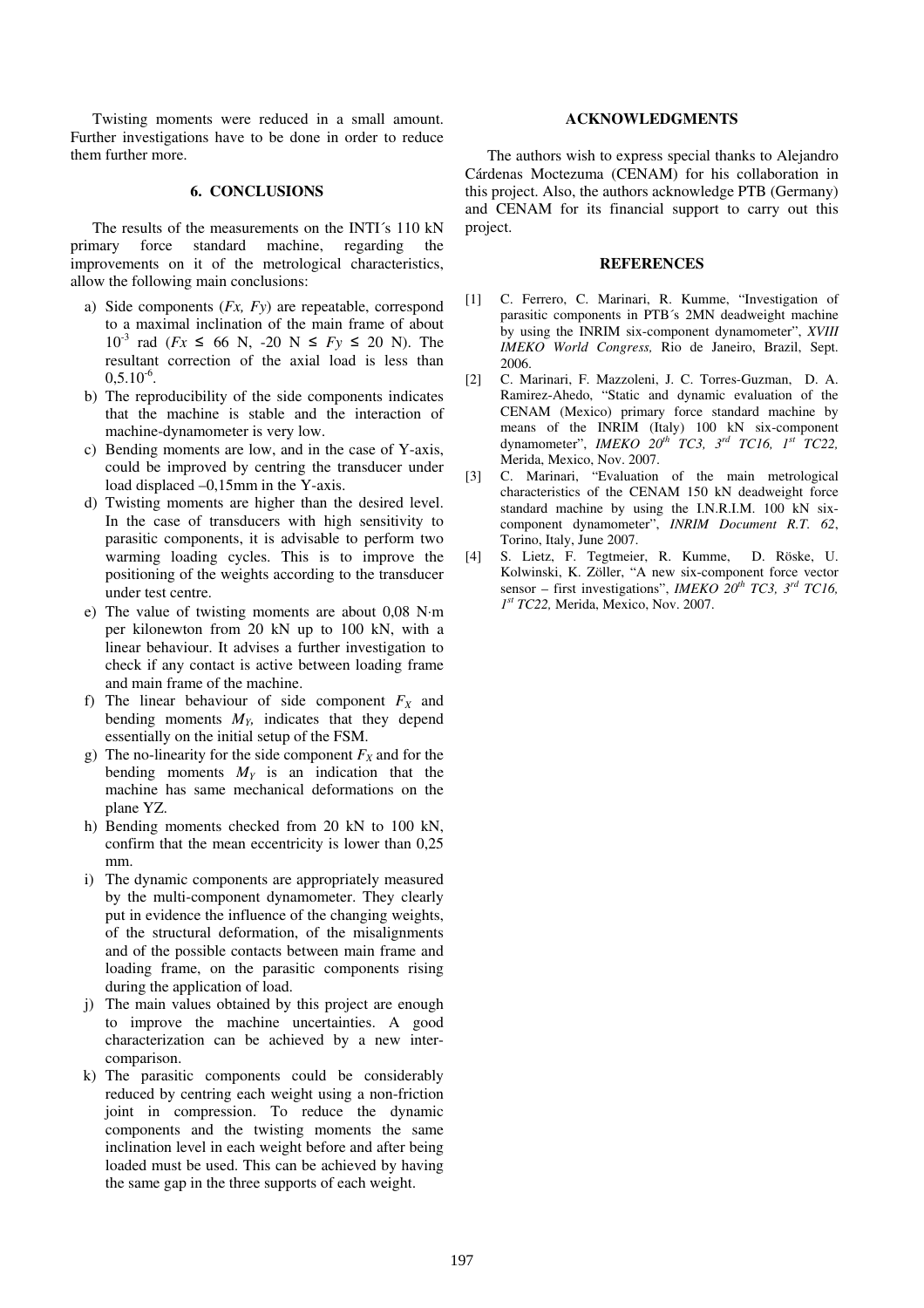Twisting moments were reduced in a small amount. Further investigations have to be done in order to reduce them further more.

## 6. CONCLUSIONS

The results of the measurements on the INTI´s 110 kN primary force standard machine, regarding the improvements on it of the metrological characteristics, allow the following main conclusions:

a) Side components ($Fx$, $Fy$) are repeatable, correspond to a maximal inclination of the main frame of about $10^{-3}$ rad ($Fx \leq 66$ N, $-20$ N $\leq Fy \leq 20$ N). The resultant correction of the axial load is less than $0,5.10^{-6}$.
b) The reproducibility of the side components indicates that the machine is stable and the interaction of machine-dynamometer is very low.
c) Bending moments are low, and in the case of Y-axis, could be improved by centring the transducer under load displaced –0,15mm in the Y-axis.
d) Twisting moments are higher than the desired level. In the case of transducers with high sensitivity to parasitic components, it is advisable to perform two warming loading cycles. This is to improve the positioning of the weights according to the transducer under test centre.
e) The value of twisting moments are about 0,08 N·m per kilonewton from 20 kN up to 100 kN, with a linear behaviour. It advises a further investigation to check if any contact is active between loading frame and main frame of the machine.
f) The linear behaviour of side component $F_X$ and bending moments $M_Y$, indicates that they depend essentially on the initial setup of the FSM.
g) The no-linearity for the side component $F_X$ and for the bending moments $M_Y$ is an indication that the machine has same mechanical deformations on the plane YZ.
h) Bending moments checked from 20 kN to 100 kN, confirm that the mean eccentricity is lower than 0,25 mm.
i) The dynamic components are appropriately measured by the multi-component dynamometer. They clearly put in evidence the influence of the changing weights, of the structural deformation, of the misalignments and of the possible contacts between main frame and loading frame, on the parasitic components rising during the application of load.
j) The main values obtained by this project are enough to improve the machine uncertainties. A good characterization can be achieved by a new inter-comparison.
k) The parasitic components could be considerably reduced by centring each weight using a non-friction joint in compression. To reduce the dynamic components and the twisting moments the same inclination level in each weight before and after being loaded must be used. This can be achieved by having the same gap in the three supports of each weight.

## ACKNOWLEDGMENTS

The authors wish to express special thanks to Alejandro Cárdenas Moctezuma (CENAM) for his collaboration in this project. Also, the authors acknowledge PTB (Germany) and CENAM for its financial support to carry out this project.

## REFERENCES

[1] C. Ferrero, C. Marinari, R. Kumme, "Investigation of parasitic components in PTB´s 2MN deadweight machine by using the INRIM six-component dynamometer", *XVIII IMEKO World Congress,* Rio de Janeiro, Brazil, Sept. 2006.

[2] C. Marinari, F. Mazzoleni, J. C. Torres-Guzman, D. A. Ramirez-Ahedo, "Static and dynamic evaluation of the CENAM (Mexico) primary force standard machine by means of the INRIM (Italy) 100 kN six-component dynamometer", *IMEKO 20th TC3, 3rd TC16, 1st TC22,* Merida, Mexico, Nov. 2007.

[3] C. Marinari, "Evaluation of the main metrological characteristics of the CENAM 150 kN deadweight force standard machine by using the I.N.R.I.M. 100 kN six-component dynamometer", *INRIM Document R.T. 62*, Torino, Italy, June 2007.

[4] S. Lietz, F. Tegtmeier, R. Kumme, D. Röske, U. Kolwinski, K. Zöller, "A new six-component force vector sensor – first investigations", *IMEKO 20th TC3, 3rd TC16, 1st TC22,* Merida, Mexico, Nov. 2007.